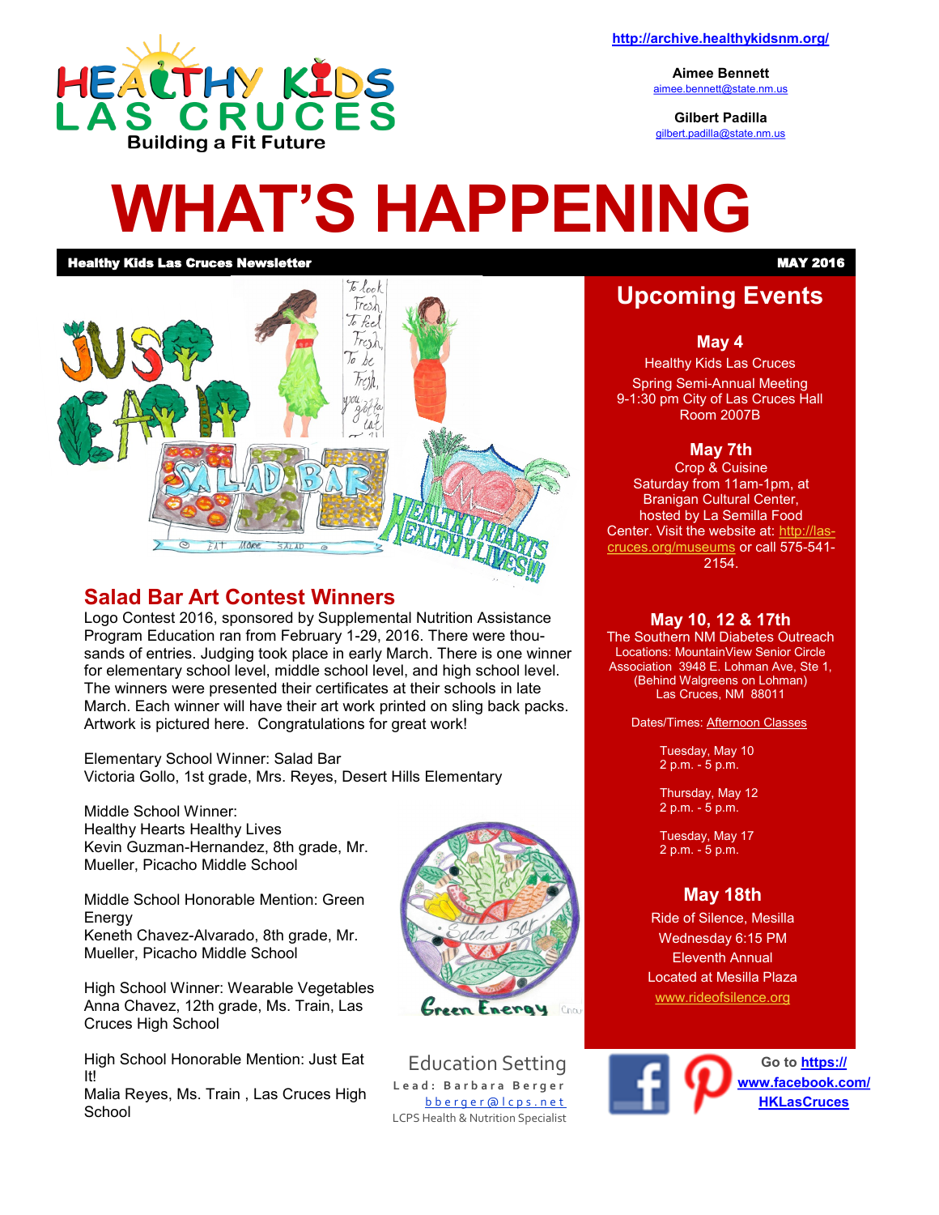HEALTHY KIDS LAS CRUCES
Building a Fit Future

http://archive.healthykidsnm.org/

**Aimee Bennett**
aimee.bennett@state.nm.us

**Gilbert Padilla**
gilbert.padilla@state.nm.us

# WHAT'S HAPPENING

**Healthy Kids Las Cruces Newsletter** **MAY 2016**

## Salad Bar Art Contest Winners

Logo Contest 2016, sponsored by Supplemental Nutrition Assistance Program Education ran from February 1-29, 2016. There were thousands of entries. Judging took place in early March. There is one winner for elementary school level, middle school level, and high school level. The winners were presented their certificates at their schools in late March. Each winner will have their art work printed on sling back packs. Artwork is pictured here. Congratulations for great work!

Elementary School Winner: Salad Bar
Victoria Gollo, 1st grade, Mrs. Reyes, Desert Hills Elementary

Middle School Winner:
Healthy Hearts Healthy Lives
Kevin Guzman-Hernandez, 8th grade, Mr. Mueller, Picacho Middle School

Middle School Honorable Mention: Green Energy
Keneth Chavez-Alvarado, 8th grade, Mr. Mueller, Picacho Middle School

High School Winner: Wearable Vegetables
Anna Chavez, 12th grade, Ms. Train, Las Cruces High School

High School Honorable Mention: Just Eat It!
Malia Reyes, Ms. Train , Las Cruces High School

### Education Setting

Lead: Barbara Berger
bberger@lcps.net
LCPS Health & Nutrition Specialist

## Upcoming Events

### May 4

Healthy Kids Las Cruces
Spring Semi-Annual Meeting
9-1:30 pm City of Las Cruces Hall Room 2007B

### May 7th

Crop & Cuisine
Saturday from 11am-1pm, at Branigan Cultural Center, hosted by La Semilla Food Center. Visit the website at: http://las-cruces.org/museums or call 575-541-2154.

### May 10, 12 & 17th

The Southern NM Diabetes Outreach
Locations: MountainView Senior Circle Association 3948 E. Lohman Ave, Ste 1, (Behind Walgreens on Lohman)
Las Cruces, NM 88011

Dates/Times: Afternoon Classes

Tuesday, May 10
2 p.m. - 5 p.m.

Thursday, May 12
2 p.m. - 5 p.m.

Tuesday, May 17
2 p.m. - 5 p.m.

### May 18th

Ride of Silence, Mesilla
Wednesday 6:15 PM
Eleventh Annual
Located at Mesilla Plaza
www.rideofsilence.org

Go to **https://www.facebook.com/HKLasCruces**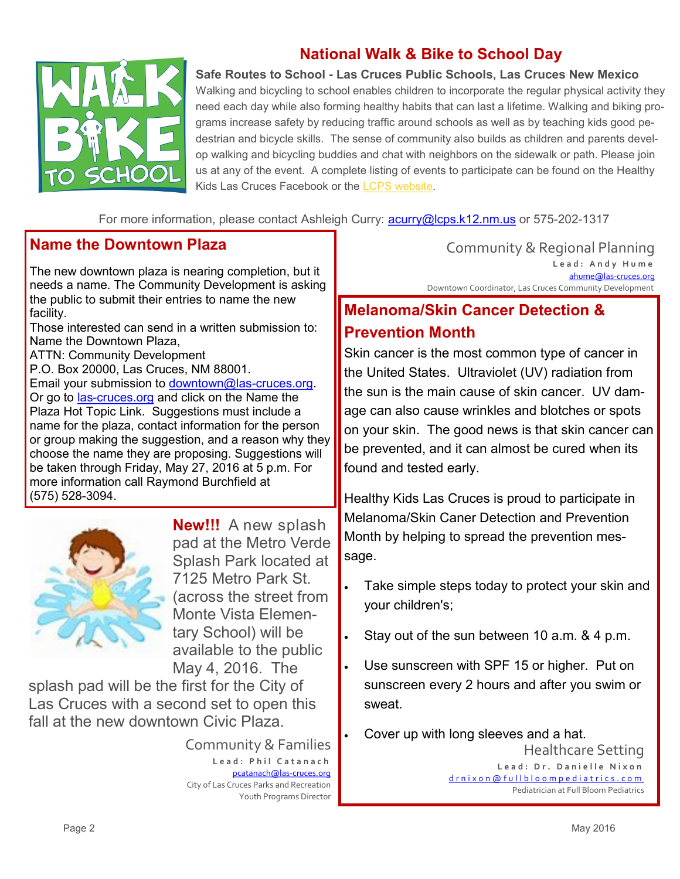## National Walk & Bike to School Day

**Safe Routes to School - Las Cruces Public Schools, Las Cruces New Mexico**

Walking and bicycling to school enables children to incorporate the regular physical activity they need each day while also forming healthy habits that can last a lifetime. Walking and biking programs increase safety by reducing traffic around schools as well as by teaching kids good pedestrian and bicycle skills. The sense of community also builds as children and parents develop walking and bicycling buddies and chat with neighbors on the sidewalk or path. Please join us at any of the event. A complete listing of events to participate can be found on the Healthy Kids Las Cruces Facebook or the LCPS website.

For more information, please contact Ashleigh Curry: acurry@lcps.k12.nm.us or 575-202-1317

## Name the Downtown Plaza

The new downtown plaza is nearing completion, but it needs a name. The Community Development is asking the public to submit their entries to name the new facility.

Those interested can send in a written submission to:
Name the Downtown Plaza,
ATTN: Community Development
P.O. Box 20000, Las Cruces, NM 88001.
Email your submission to downtown@las-cruces.org.
Or go to las-cruces.org and click on the Name the Plaza Hot Topic Link. Suggestions must include a name for the plaza, contact information for the person or group making the suggestion, and a reason why they choose the name they are proposing. Suggestions will be taken through Friday, May 27, 2016 at 5 p.m. For more information call Raymond Burchfield at (575) 528-3094.

Community & Regional Planning
Lead: Andy Hume
ahume@las-cruces.org
Downtown Coordinator, Las Cruces Community Development

**New!!!** A new splash pad at the Metro Verde Splash Park located at 7125 Metro Park St. (across the street from Monte Vista Elementary School) will be available to the public May 4, 2016. The splash pad will be the first for the City of Las Cruces with a second set to open this fall at the new downtown Civic Plaza.

Community & Families
Lead: Phil Catanach
pcatanach@las-cruces.org
City of Las Cruces Parks and Recreation
Youth Programs Director

## Melanoma/Skin Cancer Detection & Prevention Month

Skin cancer is the most common type of cancer in the United States. Ultraviolet (UV) radiation from the sun is the main cause of skin cancer. UV damage can also cause wrinkles and blotches or spots on your skin. The good news is that skin cancer can be prevented, and it can almost be cured when its found and tested early.

Healthy Kids Las Cruces is proud to participate in Melanoma/Skin Caner Detection and Prevention Month by helping to spread the prevention message.

- Take simple steps today to protect your skin and your children's;
- Stay out of the sun between 10 a.m. & 4 p.m.
- Use sunscreen with SPF 15 or higher. Put on sunscreen every 2 hours and after you swim or sweat.
- Cover up with long sleeves and a hat.

Healthcare Setting
Lead: Dr. Danielle Nixon
drnixon@fullbloompediatrics.com
Pediatrician at Full Bloom Pediatrics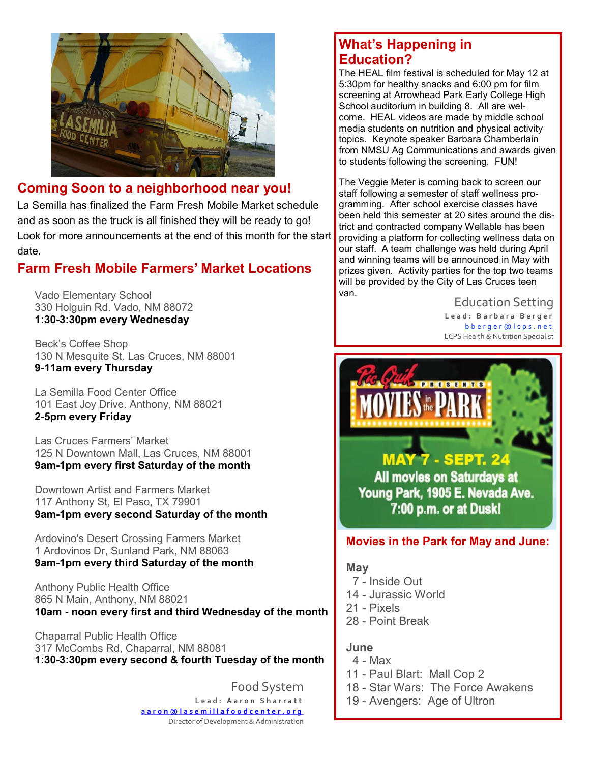## Coming Soon to a neighborhood near you!

La Semilla has finalized the Farm Fresh Mobile Market schedule and as soon as the truck is all finished they will be ready to go! Look for more announcements at the end of this month for the start date.

## Farm Fresh Mobile Farmers' Market Locations

Vado Elementary School
330 Holguin Rd. Vado, NM 88072
**1:30-3:30pm every Wednesday**

Beck's Coffee Shop
130 N Mesquite St. Las Cruces, NM 88001
**9-11am every Thursday**

La Semilla Food Center Office
101 East Joy Drive. Anthony, NM 88021
**2-5pm every Friday**

Las Cruces Farmers' Market
125 N Downtown Mall, Las Cruces, NM 88001
**9am-1pm every first Saturday of the month**

Downtown Artist and Farmers Market
117 Anthony St, El Paso, TX 79901
**9am-1pm every second Saturday of the month**

Ardovino's Desert Crossing Farmers Market
1 Ardovinos Dr, Sunland Park, NM 88063
**9am-1pm every third Saturday of the month**

Anthony Public Health Office
865 N Main, Anthony, NM 88021
**10am - noon every first and third Wednesday of the month**

Chaparral Public Health Office
317 McCombs Rd, Chaparral, NM 88081
**1:30-3:30pm every second & fourth Tuesday of the month**

Food System
Lead: Aaron Sharratt
aaron@lasemillafoodcenter.org
Director of Development & Administration

## What's Happening in Education?

The HEAL film festival is scheduled for May 12 at 5:30pm for healthy snacks and 6:00 pm for film screening at Arrowhead Park Early College High School auditorium in building 8. All are welcome. HEAL videos are made by middle school media students on nutrition and physical activity topics. Keynote speaker Barbara Chamberlain from NMSU Ag Communications and awards given to students following the screening. FUN!

The Veggie Meter is coming back to screen our staff following a semester of staff wellness programming. After school exercise classes have been held this semester at 20 sites around the district and contracted company Wellable has been providing a platform for collecting wellness data on our staff. A team challenge was held during April and winning teams will be announced in May with prizes given. Activity parties for the top two teams will be provided by the City of Las Cruces teen van.

Education Setting
Lead: Barbara Berger
bberger@lcps.net
LCPS Health & Nutrition Specialist

Pic Quik PRESENTS MOVIES in the PARK

MAY 7 - SEPT. 24
All movies on Saturdays at Young Park, 1905 E. Nevada Ave. 7:00 p.m. or at Dusk!

### Movies in the Park for May and June:

**May**
7 - Inside Out
14 - Jurassic World
21 - Pixels
28 - Point Break

**June**
4 - Max
11 - Paul Blart: Mall Cop 2
18 - Star Wars: The Force Awakens
19 - Avengers: Age of Ultron